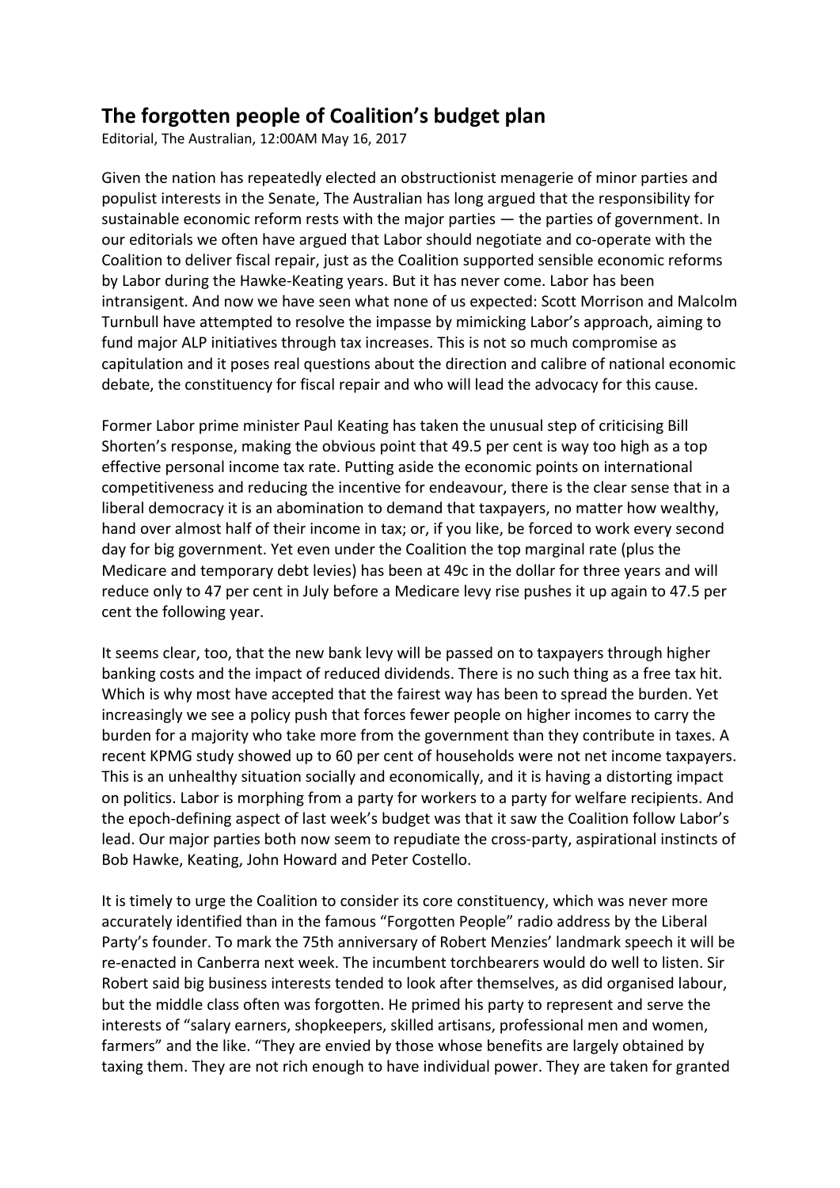# The forgotten people of Coalition's budget plan

Editorial, The Australian, 12:00AM May 16, 2017

Given the nation has repeatedly elected an obstructionist menagerie of minor parties and populist interests in the Senate, The Australian has long argued that the responsibility for sustainable economic reform rests with the major parties — the parties of government. In our editorials we often have argued that Labor should negotiate and co-operate with the Coalition to deliver fiscal repair, just as the Coalition supported sensible economic reforms by Labor during the Hawke-Keating years. But it has never come. Labor has been intransigent. And now we have seen what none of us expected: Scott Morrison and Malcolm Turnbull have attempted to resolve the impasse by mimicking Labor's approach, aiming to fund major ALP initiatives through tax increases. This is not so much compromise as capitulation and it poses real questions about the direction and calibre of national economic debate, the constituency for fiscal repair and who will lead the advocacy for this cause.

Former Labor prime minister Paul Keating has taken the unusual step of criticising Bill Shorten's response, making the obvious point that 49.5 per cent is way too high as a top effective personal income tax rate. Putting aside the economic points on international competitiveness and reducing the incentive for endeavour, there is the clear sense that in a liberal democracy it is an abomination to demand that taxpayers, no matter how wealthy, hand over almost half of their income in tax; or, if you like, be forced to work every second day for big government. Yet even under the Coalition the top marginal rate (plus the Medicare and temporary debt levies) has been at 49c in the dollar for three years and will reduce only to 47 per cent in July before a Medicare levy rise pushes it up again to 47.5 per cent the following year.

It seems clear, too, that the new bank levy will be passed on to taxpayers through higher banking costs and the impact of reduced dividends. There is no such thing as a free tax hit. Which is why most have accepted that the fairest way has been to spread the burden. Yet increasingly we see a policy push that forces fewer people on higher incomes to carry the burden for a majority who take more from the government than they contribute in taxes. A recent KPMG study showed up to 60 per cent of households were not net income taxpayers. This is an unhealthy situation socially and economically, and it is having a distorting impact on politics. Labor is morphing from a party for workers to a party for welfare recipients. And the epoch-defining aspect of last week's budget was that it saw the Coalition follow Labor's lead. Our major parties both now seem to repudiate the cross-party, aspirational instincts of Bob Hawke, Keating, John Howard and Peter Costello.

It is timely to urge the Coalition to consider its core constituency, which was never more accurately identified than in the famous "Forgotten People" radio address by the Liberal Party's founder. To mark the 75th anniversary of Robert Menzies' landmark speech it will be re-enacted in Canberra next week. The incumbent torchbearers would do well to listen. Sir Robert said big business interests tended to look after themselves, as did organised labour, but the middle class often was forgotten. He primed his party to represent and serve the interests of "salary earners, shopkeepers, skilled artisans, professional men and women, farmers" and the like. "They are envied by those whose benefits are largely obtained by taxing them. They are not rich enough to have individual power. They are taken for granted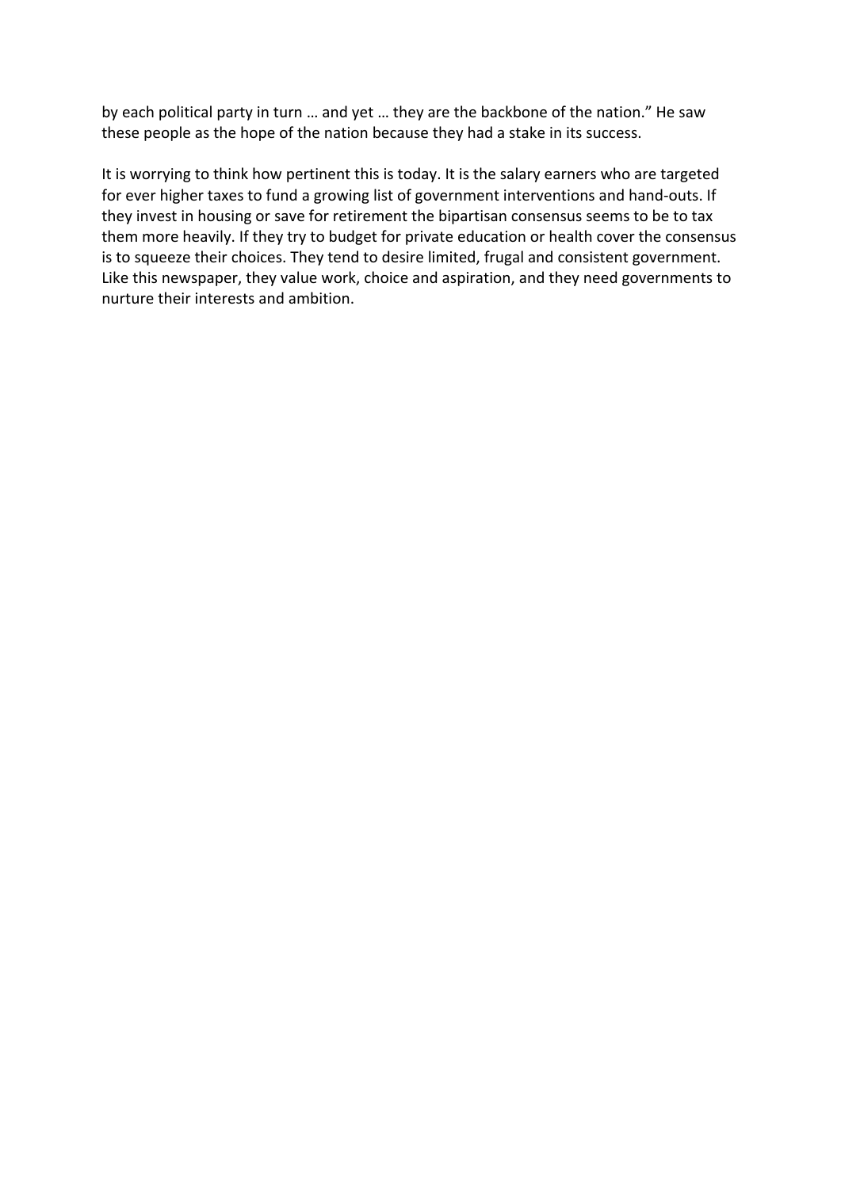by each political party in turn … and yet … they are the backbone of the nation." He saw these people as the hope of the nation because they had a stake in its success.

It is worrying to think how pertinent this is today. It is the salary earners who are targeted for ever higher taxes to fund a growing list of government interventions and hand-outs. If they invest in housing or save for retirement the bipartisan consensus seems to be to tax them more heavily. If they try to budget for private education or health cover the consensus is to squeeze their choices. They tend to desire limited, frugal and consistent government. Like this newspaper, they value work, choice and aspiration, and they need governments to nurture their interests and ambition.